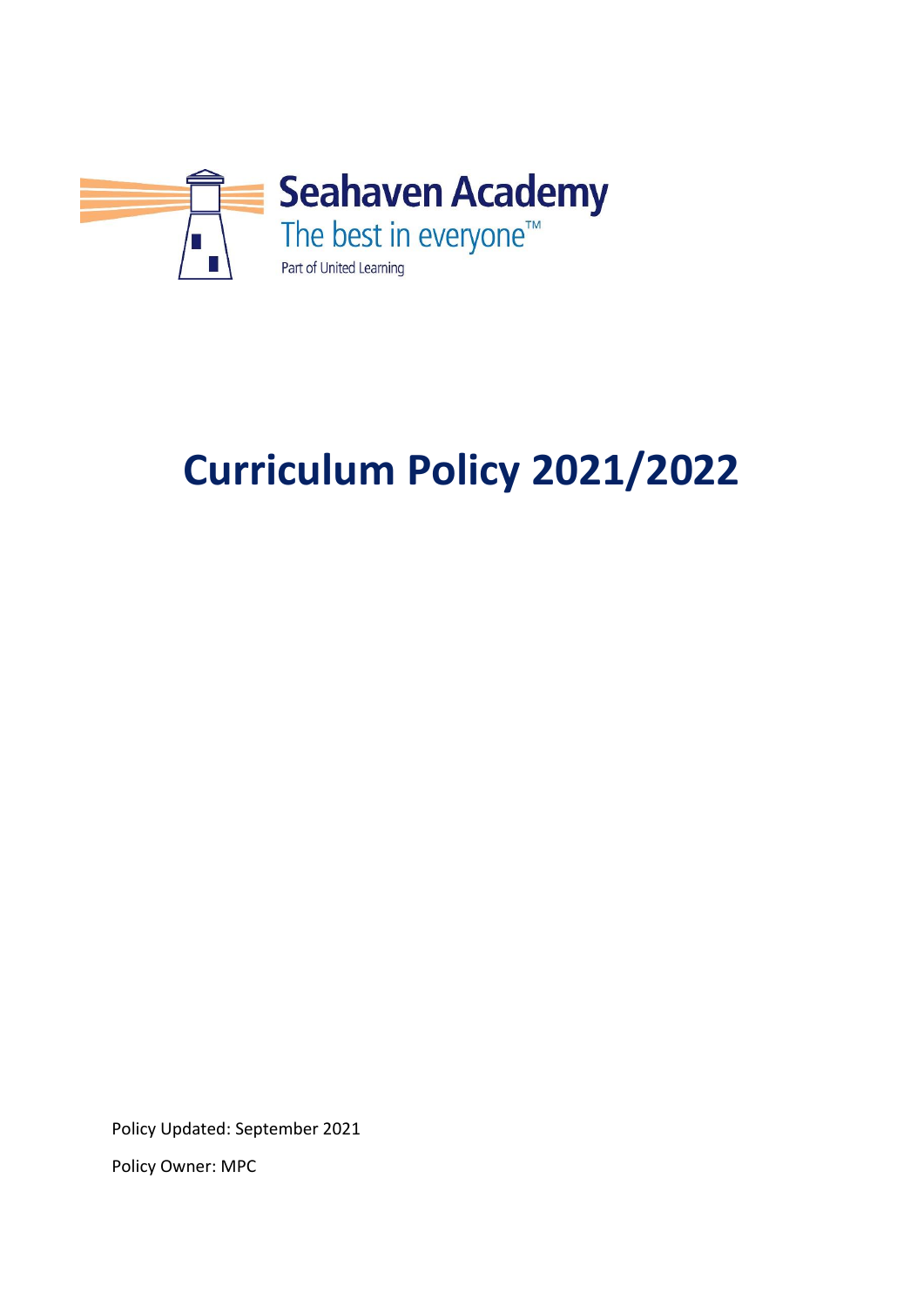Seahaven Academy

The best in everyone™

Part of United Learning

# Curriculum Policy 2021/2022

Policy Updated: September 2021

Policy Owner: MPC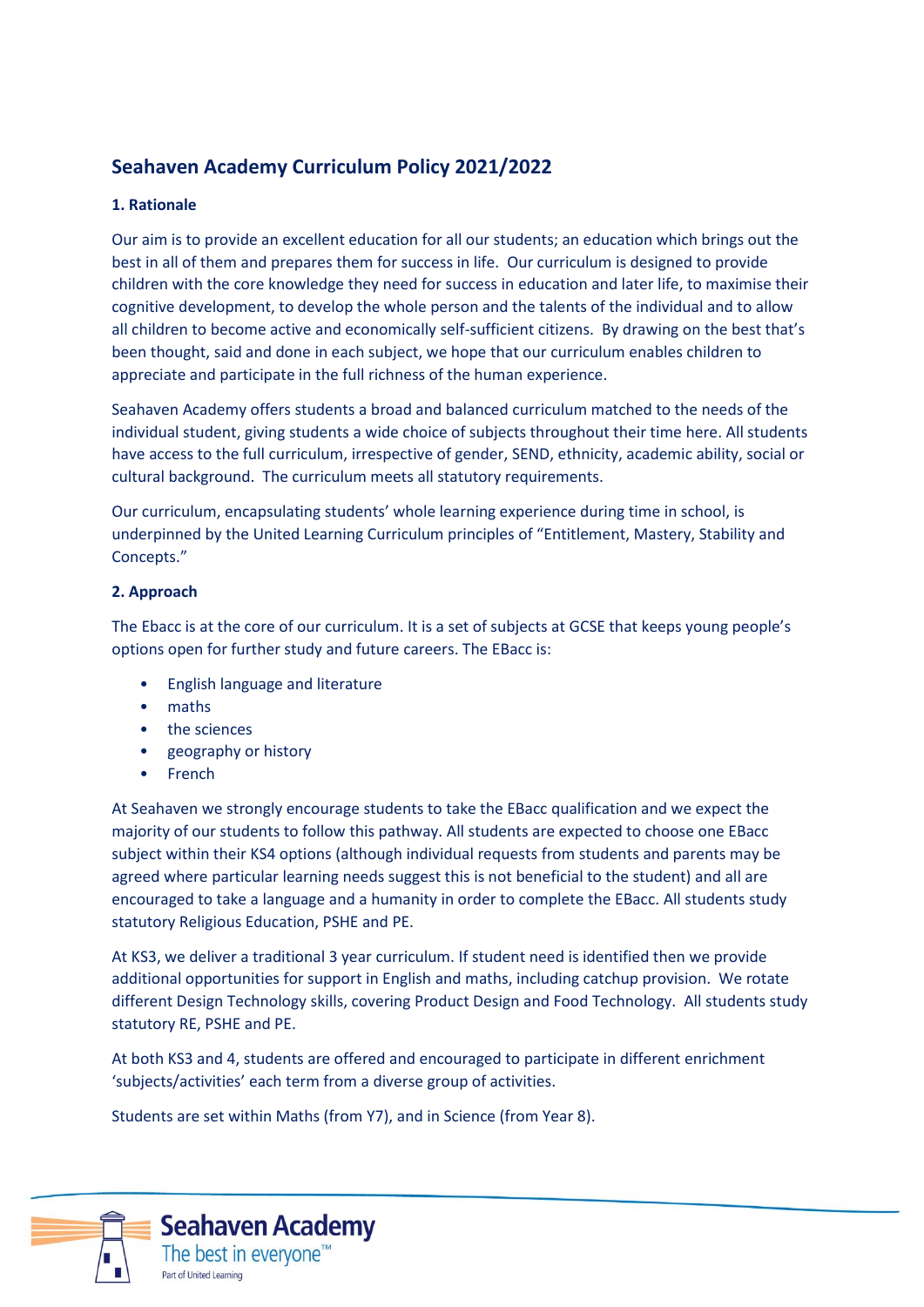# Seahaven Academy Curriculum Policy 2021/2022

**1. Rationale**

Our aim is to provide an excellent education for all our students; an education which brings out the best in all of them and prepares them for success in life. Our curriculum is designed to provide children with the core knowledge they need for success in education and later life, to maximise their cognitive development, to develop the whole person and the talents of the individual and to allow all children to become active and economically self-sufficient citizens. By drawing on the best that's been thought, said and done in each subject, we hope that our curriculum enables children to appreciate and participate in the full richness of the human experience.

Seahaven Academy offers students a broad and balanced curriculum matched to the needs of the individual student, giving students a wide choice of subjects throughout their time here. All students have access to the full curriculum, irrespective of gender, SEND, ethnicity, academic ability, social or cultural background. The curriculum meets all statutory requirements.

Our curriculum, encapsulating students' whole learning experience during time in school, is underpinned by the United Learning Curriculum principles of "Entitlement, Mastery, Stability and Concepts."

**2. Approach**

The Ebacc is at the core of our curriculum. It is a set of subjects at GCSE that keeps young people's options open for further study and future careers. The EBacc is:

- English language and literature
- maths
- the sciences
- geography or history
- French

At Seahaven we strongly encourage students to take the EBacc qualification and we expect the majority of our students to follow this pathway. All students are expected to choose one EBacc subject within their KS4 options (although individual requests from students and parents may be agreed where particular learning needs suggest this is not beneficial to the student) and all are encouraged to take a language and a humanity in order to complete the EBacc. All students study statutory Religious Education, PSHE and PE.

At KS3, we deliver a traditional 3 year curriculum. If student need is identified then we provide additional opportunities for support in English and maths, including catchup provision. We rotate different Design Technology skills, covering Product Design and Food Technology. All students study statutory RE, PSHE and PE.

At both KS3 and 4, students are offered and encouraged to participate in different enrichment 'subjects/activities' each term from a diverse group of activities.

Students are set within Maths (from Y7), and in Science (from Year 8).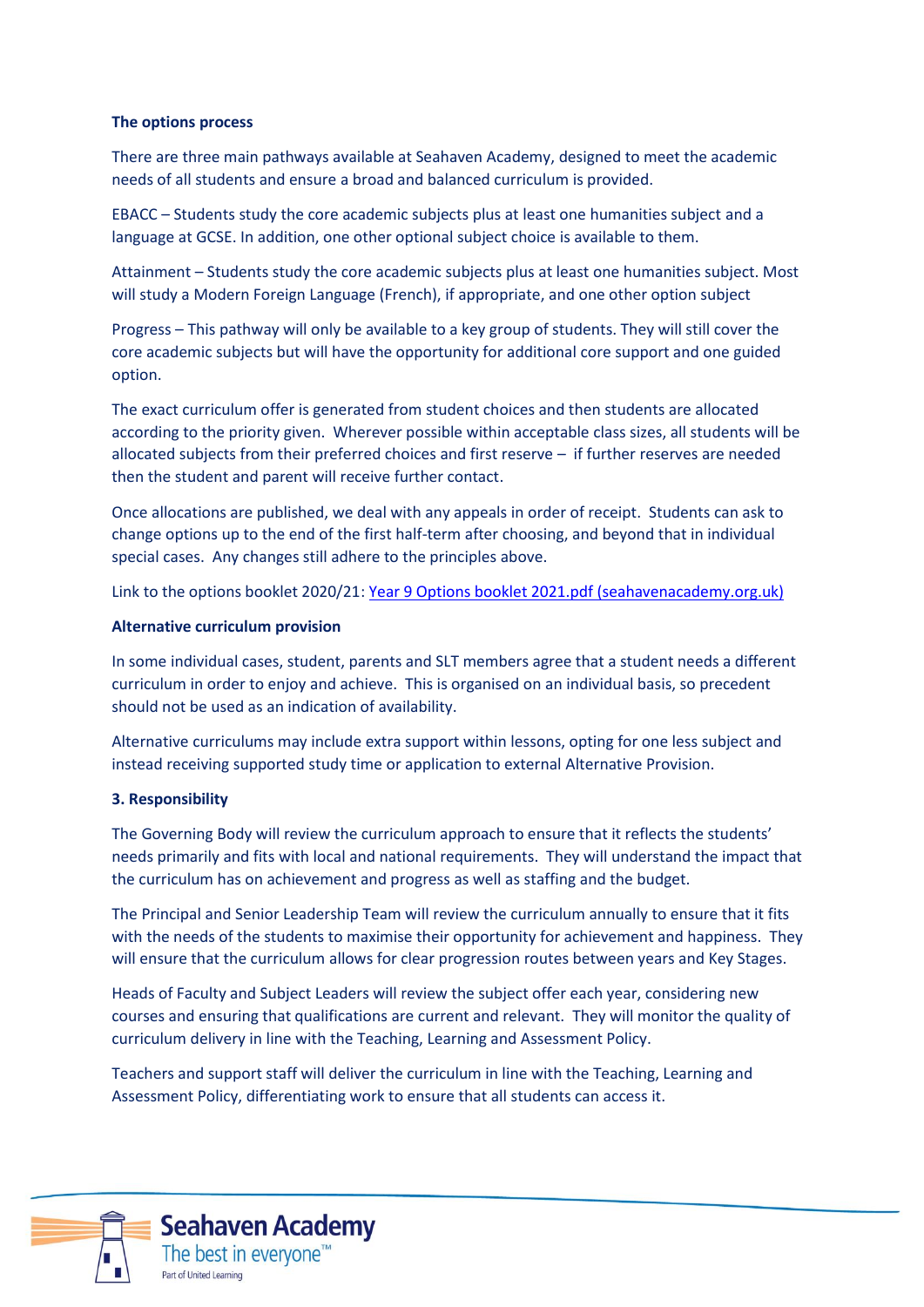**The options process**

There are three main pathways available at Seahaven Academy, designed to meet the academic needs of all students and ensure a broad and balanced curriculum is provided.

EBACC – Students study the core academic subjects plus at least one humanities subject and a language at GCSE. In addition, one other optional subject choice is available to them.

Attainment – Students study the core academic subjects plus at least one humanities subject. Most will study a Modern Foreign Language (French), if appropriate, and one other option subject

Progress – This pathway will only be available to a key group of students. They will still cover the core academic subjects but will have the opportunity for additional core support and one guided option.

The exact curriculum offer is generated from student choices and then students are allocated according to the priority given. Wherever possible within acceptable class sizes, all students will be allocated subjects from their preferred choices and first reserve – if further reserves are needed then the student and parent will receive further contact.

Once allocations are published, we deal with any appeals in order of receipt. Students can ask to change options up to the end of the first half-term after choosing, and beyond that in individual special cases. Any changes still adhere to the principles above.

Link to the options booklet 2020/21: Year 9 Options booklet 2021.pdf (seahavenacademy.org.uk)

**Alternative curriculum provision**

In some individual cases, student, parents and SLT members agree that a student needs a different curriculum in order to enjoy and achieve. This is organised on an individual basis, so precedent should not be used as an indication of availability.

Alternative curriculums may include extra support within lessons, opting for one less subject and instead receiving supported study time or application to external Alternative Provision.

**3. Responsibility**

The Governing Body will review the curriculum approach to ensure that it reflects the students' needs primarily and fits with local and national requirements. They will understand the impact that the curriculum has on achievement and progress as well as staffing and the budget.

The Principal and Senior Leadership Team will review the curriculum annually to ensure that it fits with the needs of the students to maximise their opportunity for achievement and happiness. They will ensure that the curriculum allows for clear progression routes between years and Key Stages.

Heads of Faculty and Subject Leaders will review the subject offer each year, considering new courses and ensuring that qualifications are current and relevant. They will monitor the quality of curriculum delivery in line with the Teaching, Learning and Assessment Policy.

Teachers and support staff will deliver the curriculum in line with the Teaching, Learning and Assessment Policy, differentiating work to ensure that all students can access it.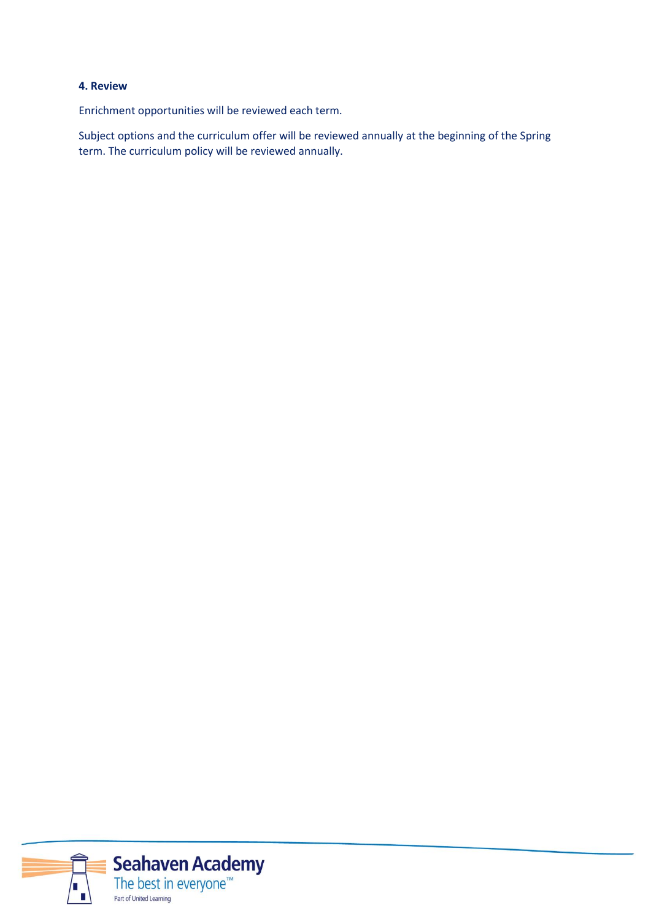### 4. Review

Enrichment opportunities will be reviewed each term.

Subject options and the curriculum offer will be reviewed annually at the beginning of the Spring term. The curriculum policy will be reviewed annually.